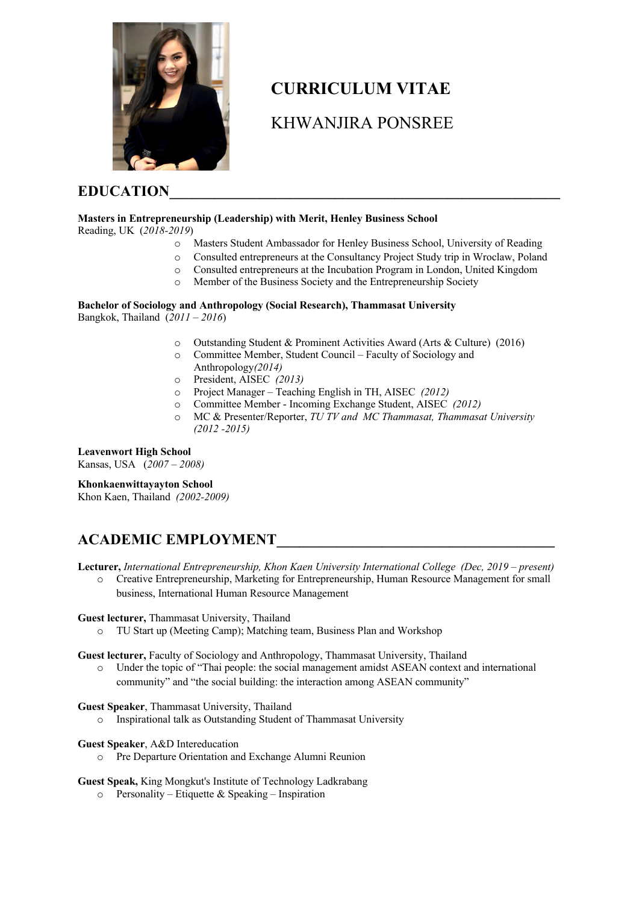# CURRICULUM VITAE

# KHWANJIRA PONSREE

## EDUCATION

**Masters in Entrepreneurship (Leadership) with Merit, Henley Business School**
Reading, UK (*2018-2019*)

- Masters Student Ambassador for Henley Business School, University of Reading
- Consulted entrepreneurs at the Consultancy Project Study trip in Wroclaw, Poland
- Consulted entrepreneurs at the Incubation Program in London, United Kingdom
- Member of the Business Society and the Entrepreneurship Society

**Bachelor of Sociology and Anthropology (Social Research), Thammasat University**
Bangkok, Thailand (*2011 – 2016*)

- Outstanding Student & Prominent Activities Award (Arts & Culture) (2016)
- Committee Member, Student Council – Faculty of Sociology and Anthropology*(2014)*
- President, AISEC *(2013)*
- Project Manager – Teaching English in TH, AISEC *(2012)*
- Committee Member - Incoming Exchange Student, AISEC *(2012)*
- MC & Presenter/Reporter, *TU TV and MC Thammasat, Thammasat University (2012 -2015)*

**Leavenwort High School**
Kansas, USA (*2007 – 2008)*

**Khonkaenwittayayton School**
Khon Kaen, Thailand *(2002-2009)*

## ACADEMIC EMPLOYMENT

**Lecturer,** *International Entrepreneurship, Khon Kaen University International College (Dec, 2019 – present)*

- Creative Entrepreneurship, Marketing for Entrepreneurship, Human Resource Management for small business, International Human Resource Management

**Guest lecturer,** Thammasat University, Thailand

- TU Start up (Meeting Camp); Matching team, Business Plan and Workshop

**Guest lecturer,** Faculty of Sociology and Anthropology, Thammasat University, Thailand

- Under the topic of "Thai people: the social management amidst ASEAN context and international community" and "the social building: the interaction among ASEAN community"

**Guest Speaker**, Thammasat University, Thailand

- Inspirational talk as Outstanding Student of Thammasat University

**Guest Speaker**, A&D Intereducation

- Pre Departure Orientation and Exchange Alumni Reunion

**Guest Speak,** King Mongkut's Institute of Technology Ladkrabang

- Personality – Etiquette & Speaking – Inspiration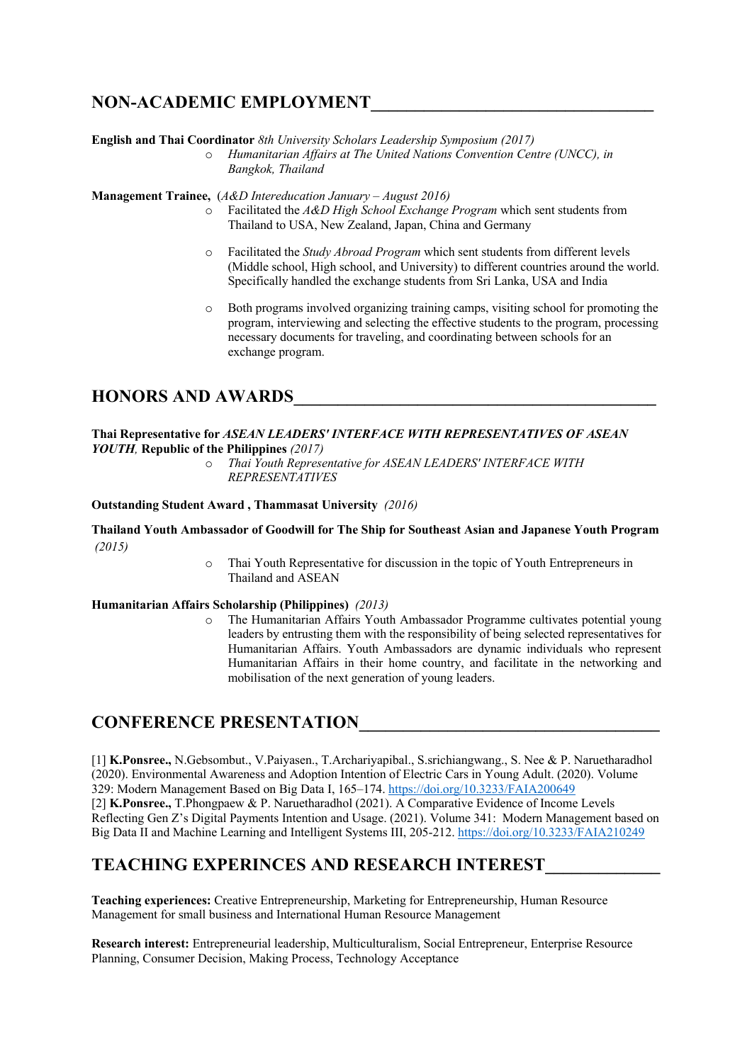## NON-ACADEMIC EMPLOYMENT

**English and Thai Coordinator** *8th University Scholars Leadership Symposium (2017)*

- *Humanitarian Affairs at The United Nations Convention Centre (UNCC), in Bangkok, Thailand*

**Management Trainee,** (*A&D Intereducation January – August 2016)*

- Facilitated the *A&D High School Exchange Program* which sent students from Thailand to USA, New Zealand, Japan, China and Germany
- Facilitated the *Study Abroad Program* which sent students from different levels (Middle school, High school, and University) to different countries around the world. Specifically handled the exchange students from Sri Lanka, USA and India
- Both programs involved organizing training camps, visiting school for promoting the program, interviewing and selecting the effective students to the program, processing necessary documents for traveling, and coordinating between schools for an exchange program.

## HONORS AND AWARDS

**Thai Representative for *ASEAN LEADERS' INTERFACE WITH REPRESENTATIVES OF ASEAN YOUTH*, Republic of the Philippines** *(2017)*

- *Thai Youth Representative for ASEAN LEADERS' INTERFACE WITH REPRESENTATIVES*

**Outstanding Student Award , Thammasat University** *(2016)*

**Thailand Youth Ambassador of Goodwill for The Ship for Southeast Asian and Japanese Youth Program** *(2015)*

- Thai Youth Representative for discussion in the topic of Youth Entrepreneurs in Thailand and ASEAN

**Humanitarian Affairs Scholarship (Philippines)** *(2013)*

- The Humanitarian Affairs Youth Ambassador Programme cultivates potential young leaders by entrusting them with the responsibility of being selected representatives for Humanitarian Affairs. Youth Ambassadors are dynamic individuals who represent Humanitarian Affairs in their home country, and facilitate in the networking and mobilisation of the next generation of young leaders.

## CONFERENCE PRESENTATION

[1] **K.Ponsree.,** N.Gebsombut., V.Paiyasen., T.Archariyapibal., S.srichiangwang., S. Nee & P. Naruetharadhol (2020). Environmental Awareness and Adoption Intention of Electric Cars in Young Adult. (2020). Volume 329: Modern Management Based on Big Data I, 165–174. https://doi.org/10.3233/FAIA200649

[2] **K.Ponsree.,** T.Phongpaew & P. Naruetharadhol (2021). A Comparative Evidence of Income Levels Reflecting Gen Z's Digital Payments Intention and Usage. (2021). Volume 341: Modern Management based on Big Data II and Machine Learning and Intelligent Systems III, 205-212. https://doi.org/10.3233/FAIA210249

## TEACHING EXPERINCES AND RESEARCH INTEREST

**Teaching experiences:** Creative Entrepreneurship, Marketing for Entrepreneurship, Human Resource Management for small business and International Human Resource Management

**Research interest:** Entrepreneurial leadership, Multiculturalism, Social Entrepreneur, Enterprise Resource Planning, Consumer Decision, Making Process, Technology Acceptance